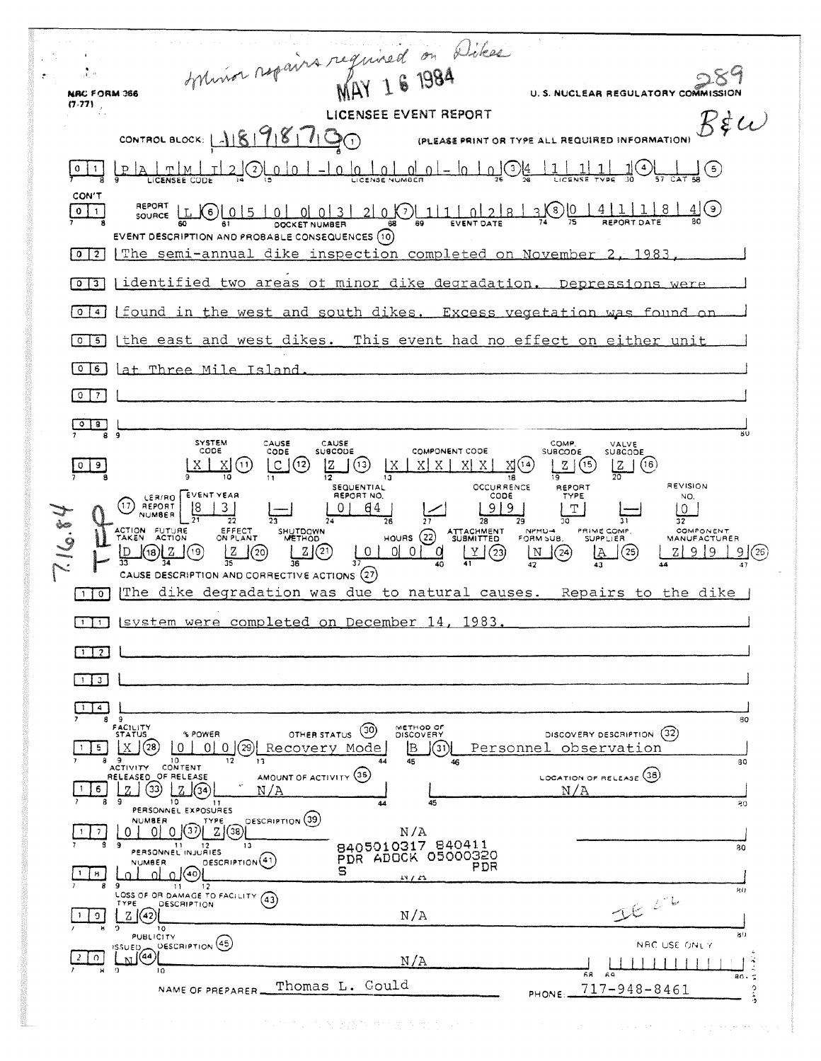Minor repairs required on Dikes

MAY 16 1984

289

NRC FORM 366 (7-77)

U. S. NUCLEAR REGULATORY COMMISSION

B&W

# LICENSEE EVENT REPORT

CONTROL BLOCK: 1898710 (1) (PLEASE PRINT OR TYPE ALL REQUIRED INFORMATION)

0 1 | P A T M I 2 (2) | 0 0 - 0 0 0 0 0 - 0 0 (3) | 4 1 1 1 1 (4) | (5)
LICENSEE CODE | LICENSE NUMBER | LICENSE TYPE | CAT

CON'T

0 1 | REPORT SOURCE L (6) | 0 5 0 0 0 3 2 0 (7) | 1 1 0 2 8 3 (8) | 0 4 1 1 8 4 (9)
DOCKET NUMBER | EVENT DATE | REPORT DATE

EVENT DESCRIPTION AND PROBABLE CONSEQUENCES (10)

0 2 The semi-annual dike inspection completed on November 2, 1983,
0 3 identified two areas of minor dike degradation. Depressions were
0 4 found in the west and south dikes. Excess vegetation was found on
0 5 the east and west dikes. This event had no effect on either unit
0 6 at Three Mile Island.
0 7
0 8

| | SYSTEM CODE | CAUSE CODE | CAUSE SUBCODE | COMPONENT CODE | COMP. SUBCODE | VALVE SUBCODE |
|---|---|---|---|---|---|---|
| 0 9 | X X (11) | C (12) | Z (13) | X X X X X X (14) | Z (15) | Z (16) |

| (17) LER/RO REPORT NUMBER | EVENT YEAR | | SEQUENTIAL REPORT NO. | | OCCURRENCE CODE | REPORT TYPE | | REVISION NO. |
|---|---|---|---|---|---|---|---|---|
| | 8 3 | — | 0 64 | / | 9 9 | T | — | 0 |

7.16.84 TFP

| ACTION TAKEN | FUTURE ACTION | EFFECT ON PLANT | SHUTDOWN METHOD | HOURS (22) | ATTACHMENT SUBMITTED | NPRD-4 FORM SUB. | PRIME COMP. SUPPLIER | COMPONENT MANUFACTURER |
|---|---|---|---|---|---|---|---|---|
| D (18) | Z (19) | Z (20) | Z (21) | 0 0 0 0 | Y (23) | N (24) | A (25) | Z 9 9 9 (26) |

CAUSE DESCRIPTION AND CORRECTIVE ACTIONS (27)

1 0 The dike degradation was due to natural causes. Repairs to the dike
1 1 system were completed on December 14, 1983.
1 2
1 3
1 4

| | FACILITY STATUS | % POWER | OTHER STATUS (30) | METHOD OF DISCOVERY | DISCOVERY DESCRIPTION (32) |
|---|---|---|---|---|---|
| 1 5 | X (28) | 0 0 0 (29) | Recovery Mode | B (31) | Personnel observation |

| | ACTIVITY RELEASED OF RELEASE | CONTENT | AMOUNT OF ACTIVITY (35) | LOCATION OF RELEASE (36) |
|---|---|---|---|---|
| 1 6 | Z (33) | Z (34) | N/A | N/A |

PERSONNEL EXPOSURES

| | NUMBER | TYPE | DESCRIPTION (39) |
|---|---|---|---|
| 1 7 | 0 0 0 (37) | Z (38) | N/A |

PERSONNEL INJURIES

| | NUMBER | DESCRIPTION (41) |
|---|---|---|
| 1 8 | 0 0 0 (40) | N/A |

8405010317 840411
PDR ADOCK 05000320
S PDR

LOSS OF OR DAMAGE TO FACILITY (43)

| | TYPE | DESCRIPTION |
|---|---|---|
| 1 9 | Z (42) | N/A |

IE 22

PUBLICITY

| | ISSUED | DESCRIPTION (45) |
|---|---|---|
| 2 0 | N (44) | N/A |

NRC USE ONLY

NAME OF PREPARER Thomas L. Gould PHONE: 717-948-8461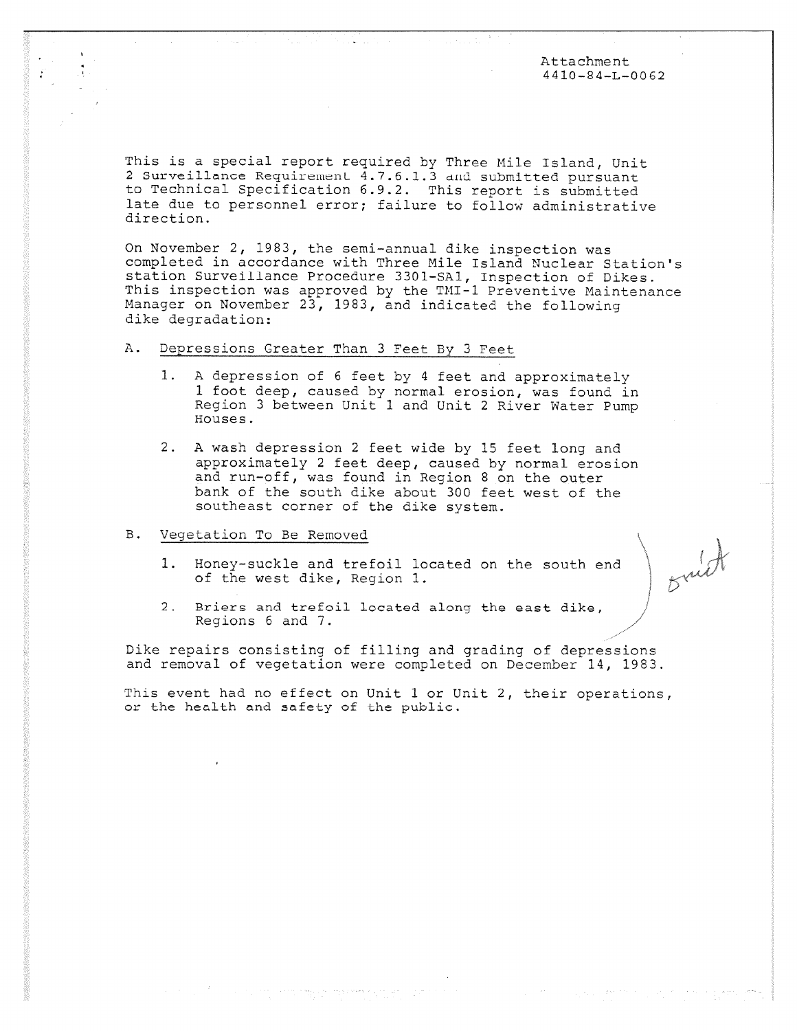Attachment
4410-84-L-0062

This is a special report required by Three Mile Island, Unit 2 Surveillance Requirement 4.7.6.1.3 and submitted pursuant to Technical Specification 6.9.2. This report is submitted late due to personnel error; failure to follow administrative direction.

On November 2, 1983, the semi-annual dike inspection was completed in accordance with Three Mile Island Nuclear Station's station Surveillance Procedure 3301-SA1, Inspection of Dikes. This inspection was approved by the TMI-1 Preventive Maintenance Manager on November 23, 1983, and indicated the following dike degradation:

A. Depressions Greater Than 3 Feet By 3 Feet

1. A depression of 6 feet by 4 feet and approximately 1 foot deep, caused by normal erosion, was found in Region 3 between Unit 1 and Unit 2 River Water Pump Houses.

2. A wash depression 2 feet wide by 15 feet long and approximately 2 feet deep, caused by normal erosion and run-off, was found in Region 8 on the outer bank of the south dike about 300 feet west of the southeast corner of the dike system.

B. Vegetation To Be Removed

1. Honey-suckle and trefoil located on the south end of the west dike, Region 1.

2. Briers and trefoil located along the east dike, Regions 6 and 7.

Dike repairs consisting of filling and grading of depressions and removal of vegetation were completed on December 14, 1983.

This event had no effect on Unit 1 or Unit 2, their operations, or the health and safety of the public.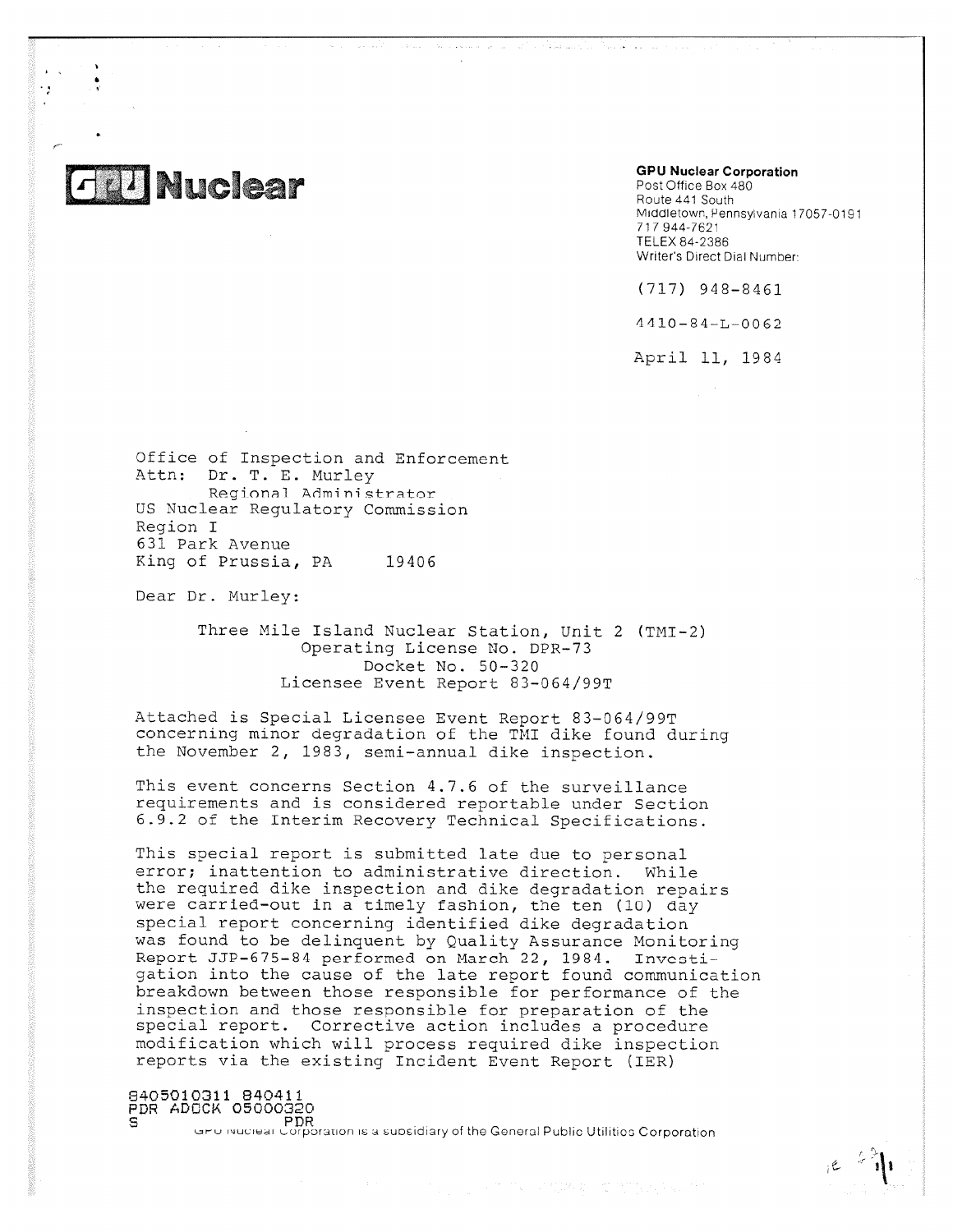# GPU Nuclear

**GPU Nuclear Corporation**
Post Office Box 480
Route 441 South
Middletown, Pennsylvania 17057-0191
717 944-7621
TELEX 84-2386
Writer's Direct Dial Number:

(717) 948-8461

4410-84-L-0062

April 11, 1984

Office of Inspection and Enforcement
Attn: Dr. T. E. Murley
Regional Administrator
US Nuclear Regulatory Commission
Region I
631 Park Avenue
King of Prussia, PA 19406

Dear Dr. Murley:

Three Mile Island Nuclear Station, Unit 2 (TMI-2)
Operating License No. DPR-73
Docket No. 50-320
Licensee Event Report 83-064/99T

Attached is Special Licensee Event Report 83-064/99T concerning minor degradation of the TMI dike found during the November 2, 1983, semi-annual dike inspection.

This event concerns Section 4.7.6 of the surveillance requirements and is considered reportable under Section 6.9.2 of the Interim Recovery Technical Specifications.

This special report is submitted late due to personal error; inattention to administrative direction. While the required dike inspection and dike degradation repairs were carried-out in a timely fashion, the ten (10) day special report concerning identified dike degradation was found to be delinquent by Quality Assurance Monitoring Report JJP-675-84 performed on March 22, 1984. Investigation into the cause of the late report found communication breakdown between those responsible for performance of the inspection and those responsible for preparation of the special report. Corrective action includes a procedure modification which will process required dike inspection reports via the existing Incident Event Report (IER)

8405010311 840411
PDR ADOCK 05000320
S PDR

GPU Nuclear Corporation is a subsidiary of the General Public Utilities Corporation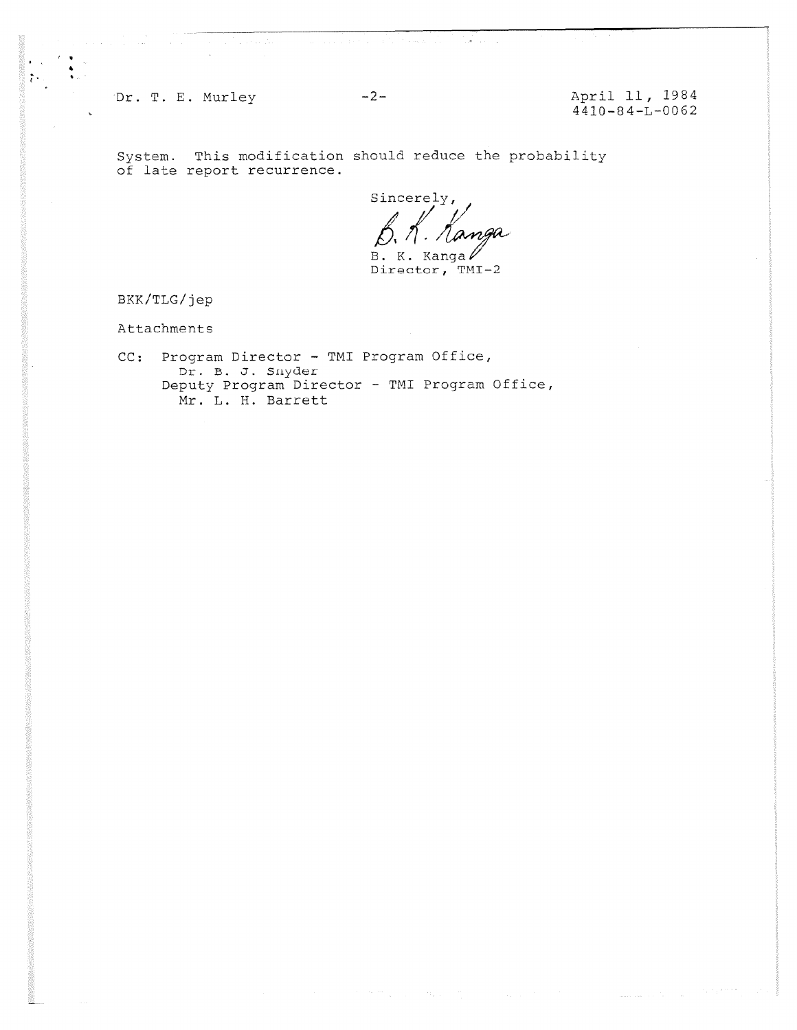System. This modification should reduce the probability of late report recurrence.

Sincerely,

B. K. Kanga
Director, TMI-2

BKK/TLG/jep

Attachments

CC: Program Director - TMI Program Office,
Dr. B. J. Snyder
Deputy Program Director - TMI Program Office,
Mr. L. H. Barrett